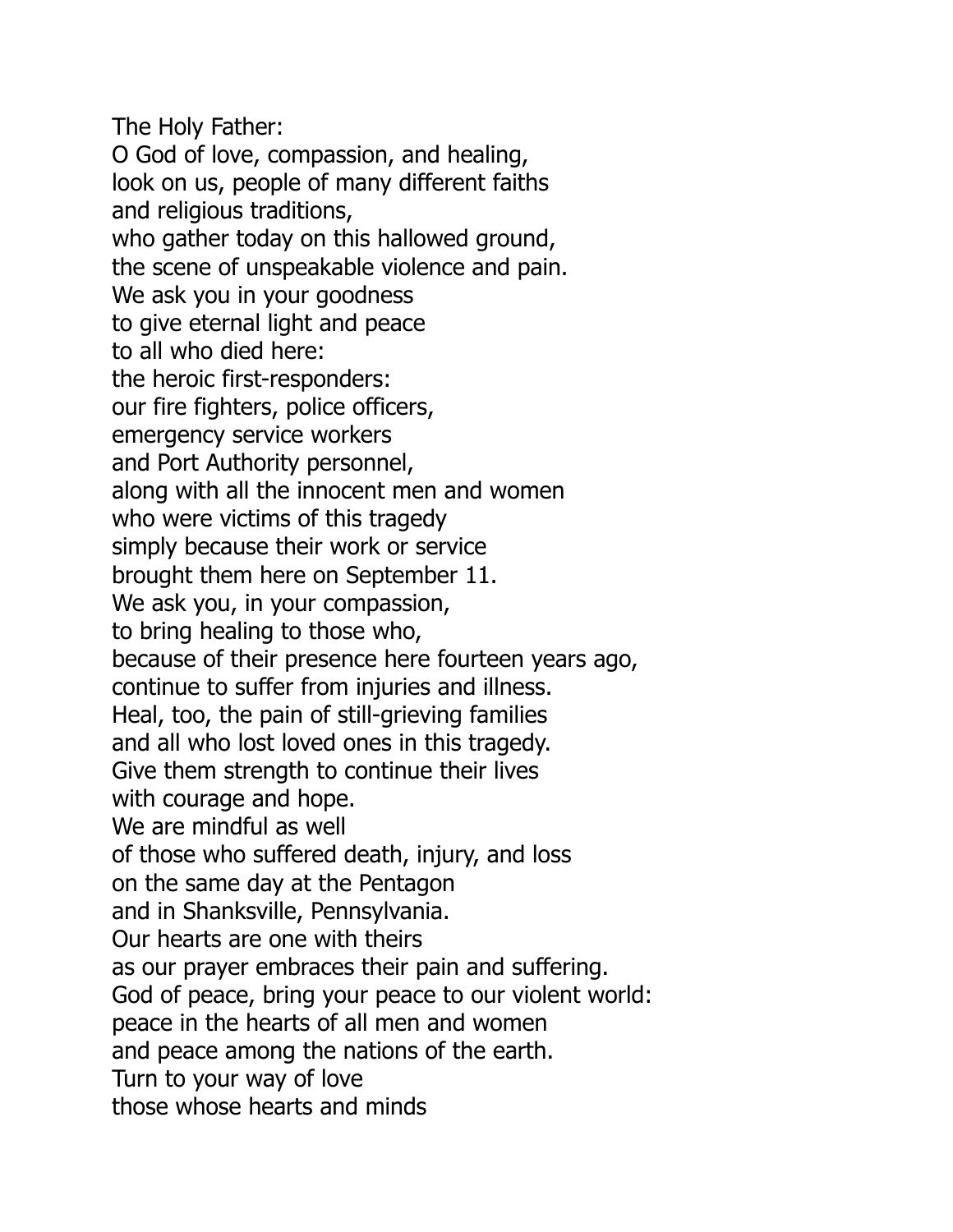The Holy Father:
O God of love, compassion, and healing,
look on us, people of many different faiths
and religious traditions,
who gather today on this hallowed ground,
the scene of unspeakable violence and pain.
We ask you in your goodness
to give eternal light and peace
to all who died here:
the heroic first-responders:
our fire fighters, police officers,
emergency service workers
and Port Authority personnel,
along with all the innocent men and women
who were victims of this tragedy
simply because their work or service
brought them here on September 11.
We ask you, in your compassion,
to bring healing to those who,
because of their presence here fourteen years ago,
continue to suffer from injuries and illness.
Heal, too, the pain of still-grieving families
and all who lost loved ones in this tragedy.
Give them strength to continue their lives
with courage and hope.
We are mindful as well
of those who suffered death, injury, and loss
on the same day at the Pentagon
and in Shanksville, Pennsylvania.
Our hearts are one with theirs
as our prayer embraces their pain and suffering.
God of peace, bring your peace to our violent world:
peace in the hearts of all men and women
and peace among the nations of the earth.
Turn to your way of love
those whose hearts and minds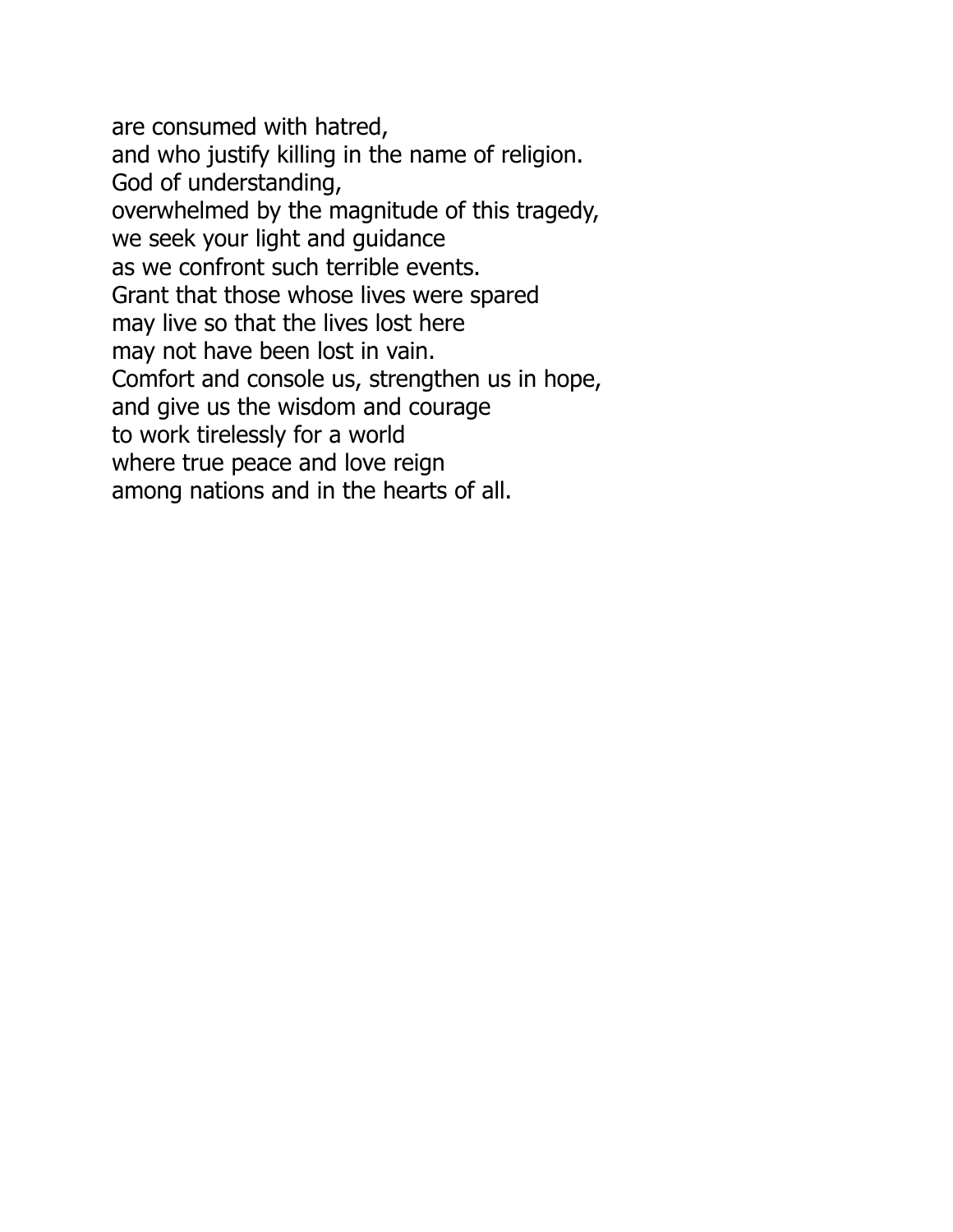are consumed with hatred,
and who justify killing in the name of religion.
God of understanding,
overwhelmed by the magnitude of this tragedy,
we seek your light and guidance
as we confront such terrible events.
Grant that those whose lives were spared
may live so that the lives lost here
may not have been lost in vain.
Comfort and console us, strengthen us in hope,
and give us the wisdom and courage
to work tirelessly for a world
where true peace and love reign
among nations and in the hearts of all.